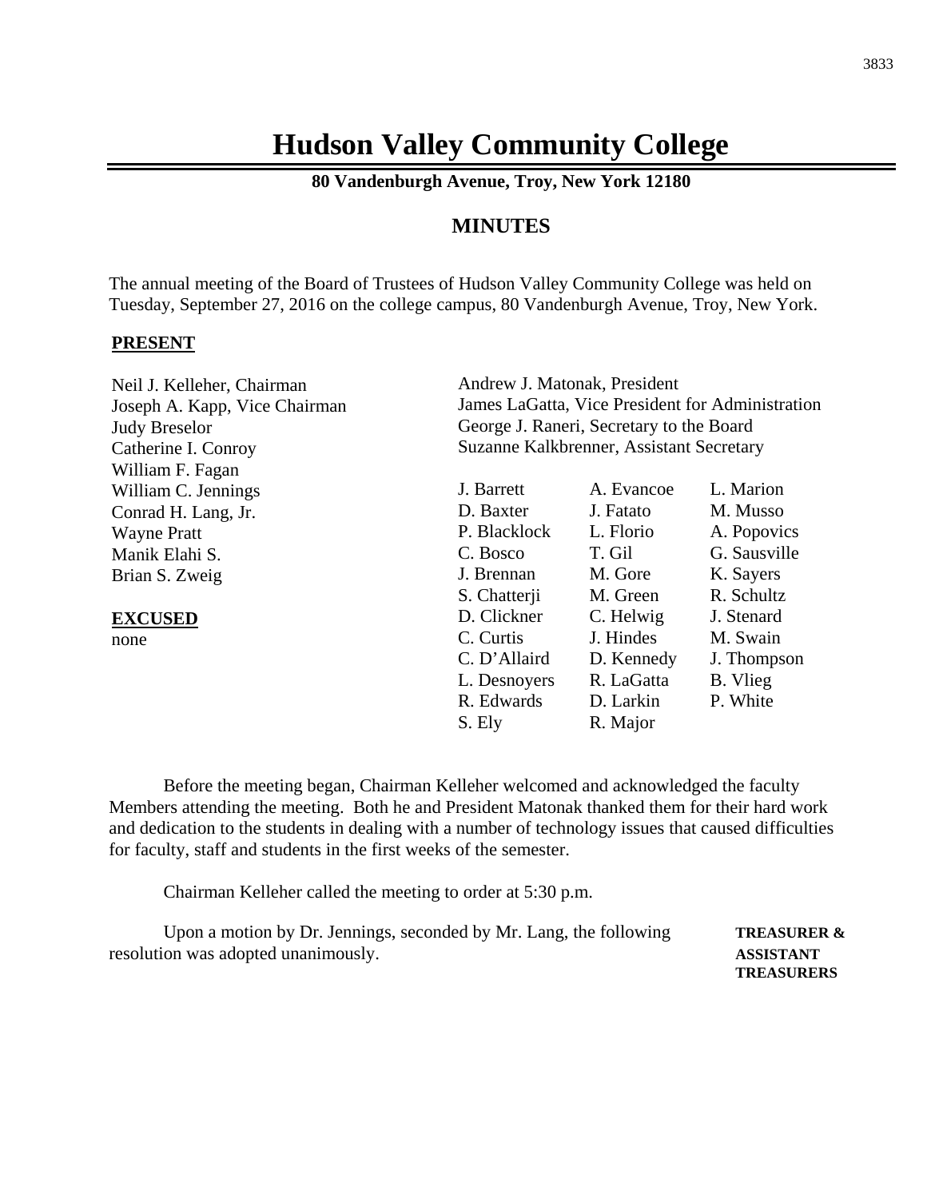# Hudson Valley Community College

**80 Vandenburgh Avenue, Troy, New York 12180**

## MINUTES

The annual meeting of the Board of Trustees of Hudson Valley Community College was held on Tuesday, September 27, 2016 on the college campus, 80 Vandenburgh Avenue, Troy, New York.

**PRESENT**

Neil J. Kelleher, Chairman
Joseph A. Kapp, Vice Chairman
Judy Breselor
Catherine I. Conroy
William F. Fagan
William C. Jennings
Conrad H. Lang, Jr.
Wayne Pratt
Manik Elahi S.
Brian S. Zweig

**EXCUSED**
none

Andrew J. Matonak, President
James LaGatta, Vice President for Administration
George J. Raneri, Secretary to the Board
Suzanne Kalkbrenner, Assistant Secretary

| | | |
|---|---|---|
| J. Barrett | A. Evancoe | L. Marion |
| D. Baxter | J. Fatato | M. Musso |
| P. Blacklock | L. Florio | A. Popovics |
| C. Bosco | T. Gil | G. Sausville |
| J. Brennan | M. Gore | K. Sayers |
| S. Chatterji | M. Green | R. Schultz |
| D. Clickner | C. Helwig | J. Stenard |
| C. Curtis | J. Hindes | M. Swain |
| C. D'Allaird | D. Kennedy | J. Thompson |
| L. Desnoyers | R. LaGatta | B. Vlieg |
| R. Edwards | D. Larkin | P. White |
| S. Ely | R. Major | |

Before the meeting began, Chairman Kelleher welcomed and acknowledged the faculty Members attending the meeting. Both he and President Matonak thanked them for their hard work and dedication to the students in dealing with a number of technology issues that caused difficulties for faculty, staff and students in the first weeks of the semester.

Chairman Kelleher called the meeting to order at 5:30 p.m.

**TREASURER & ASSISTANT TREASURERS**

Upon a motion by Dr. Jennings, seconded by Mr. Lang, the following resolution was adopted unanimously.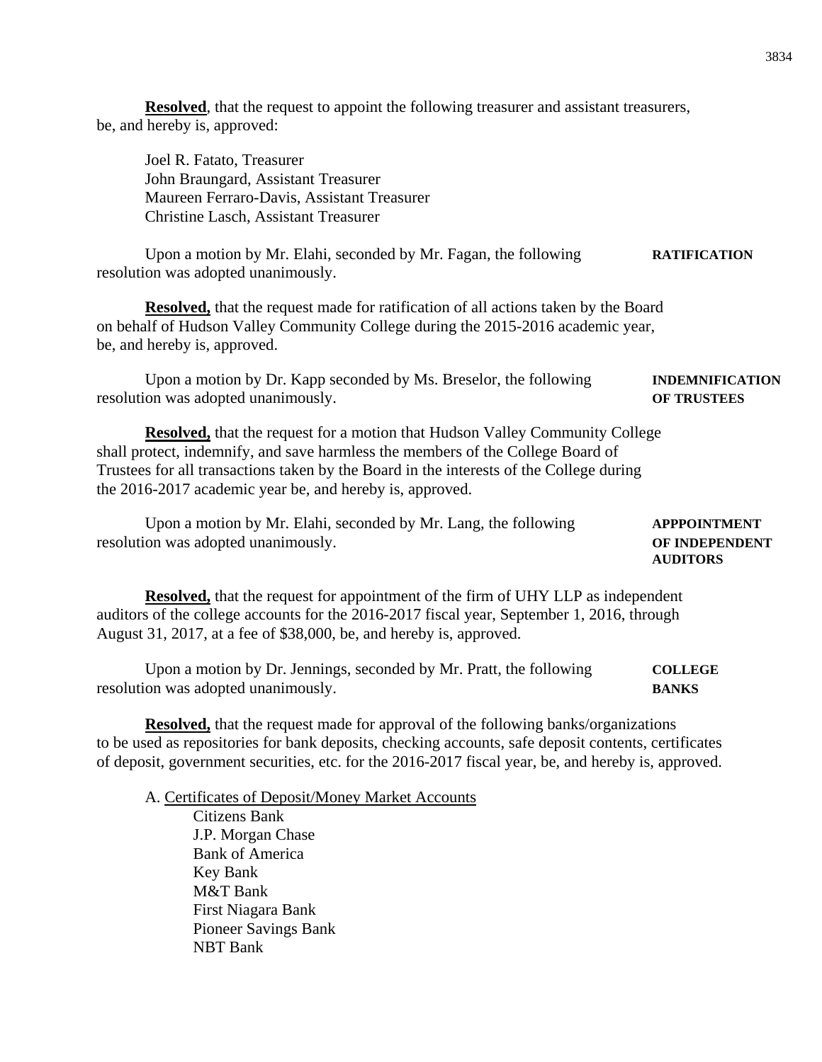**Resolved**, that the request to appoint the following treasurer and assistant treasurers, be, and hereby is, approved:

Joel R. Fatato, Treasurer
John Braungard, Assistant Treasurer
Maureen Ferraro-Davis, Assistant Treasurer
Christine Lasch, Assistant Treasurer

**RATIFICATION**

Upon a motion by Mr. Elahi, seconded by Mr. Fagan, the following resolution was adopted unanimously.

**Resolved,** that the request made for ratification of all actions taken by the Board on behalf of Hudson Valley Community College during the 2015-2016 academic year, be, and hereby is, approved.

**INDEMNIFICATION OF TRUSTEES**

Upon a motion by Dr. Kapp seconded by Ms. Breselor, the following resolution was adopted unanimously.

**Resolved,** that the request for a motion that Hudson Valley Community College shall protect, indemnify, and save harmless the members of the College Board of Trustees for all transactions taken by the Board in the interests of the College during the 2016-2017 academic year be, and hereby is, approved.

**APPPOINTMENT OF INDEPENDENT AUDITORS**

Upon a motion by Mr. Elahi, seconded by Mr. Lang, the following resolution was adopted unanimously.

**Resolved,** that the request for appointment of the firm of UHY LLP as independent auditors of the college accounts for the 2016-2017 fiscal year, September 1, 2016, through August 31, 2017, at a fee of $38,000, be, and hereby is, approved.

**COLLEGE BANKS**

Upon a motion by Dr. Jennings, seconded by Mr. Pratt, the following resolution was adopted unanimously.

**Resolved,** that the request made for approval of the following banks/organizations to be used as repositories for bank deposits, checking accounts, safe deposit contents, certificates of deposit, government securities, etc. for the 2016-2017 fiscal year, be, and hereby is, approved.

A. Certificates of Deposit/Money Market Accounts

Citizens Bank
J.P. Morgan Chase
Bank of America
Key Bank
M&T Bank
First Niagara Bank
Pioneer Savings Bank
NBT Bank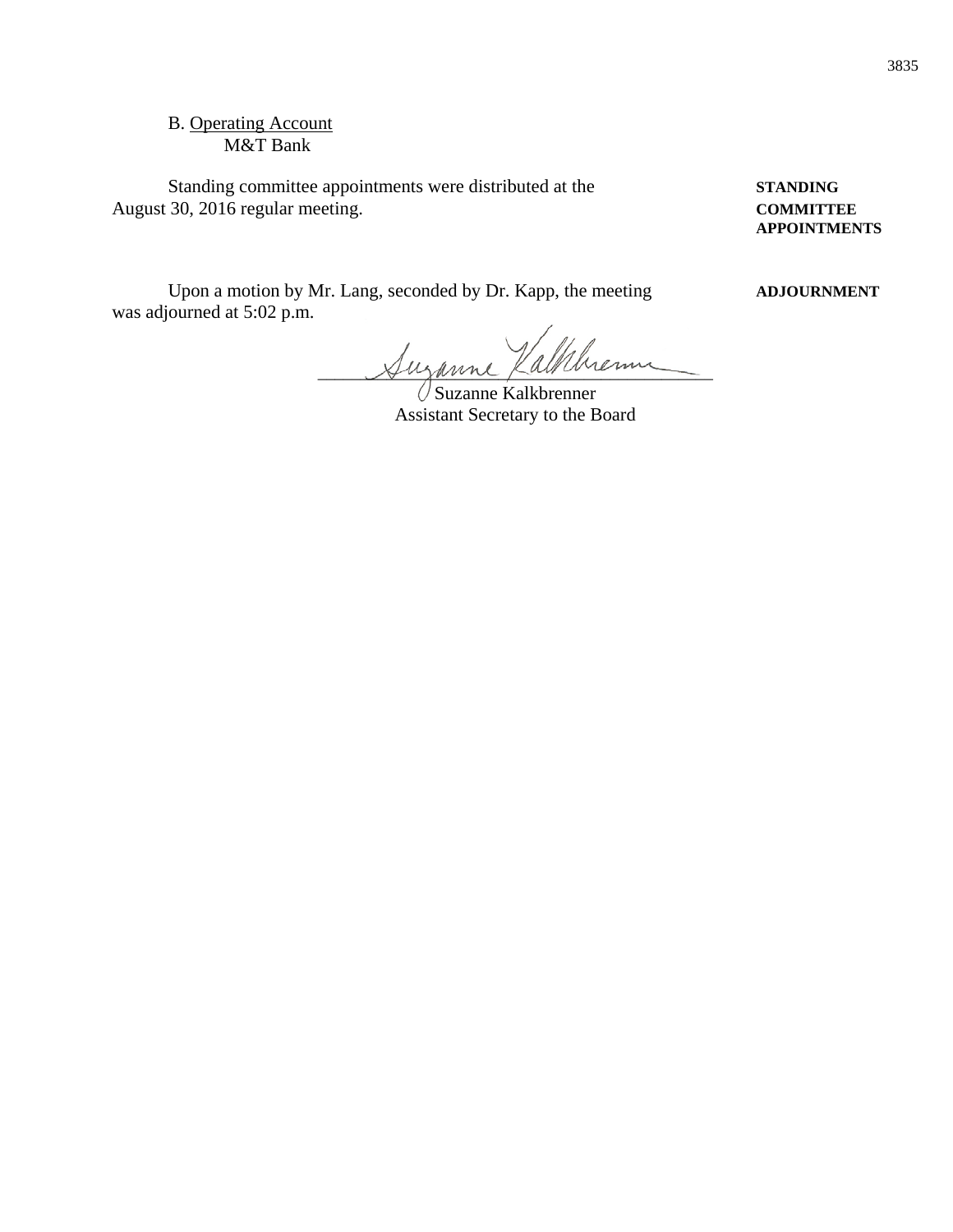B. Operating Account
M&T Bank

**STANDING COMMITTEE APPOINTMENTS**

Standing committee appointments were distributed at the August 30, 2016 regular meeting.

**ADJOURNMENT**

Upon a motion by Mr. Lang, seconded by Dr. Kapp, the meeting was adjourned at 5:02 p.m.

Suzanne Kalkbrenner
Assistant Secretary to the Board